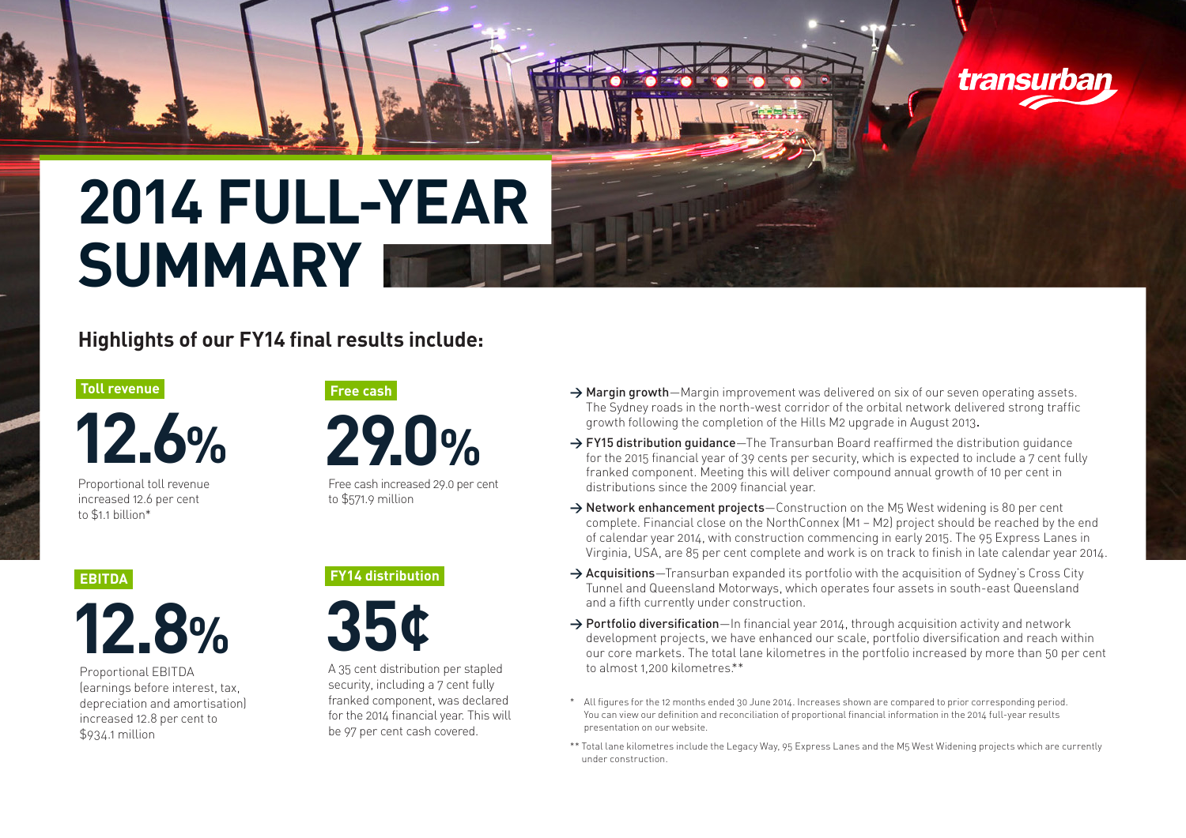transurban

# 2014 FULL-YEAR SUMMARY

## Highlights of our FY14 final results include:

**Toll revenue**

**12.6%**

Proportional toll revenue increased 12.6 per cent to $1.1 billion*

**Free cash**

**29.0%**

Free cash increased 29.0 per cent to $571.9 million

**EBITDA**

**12.8%**

Proportional EBITDA (earnings before interest, tax, depreciation and amortisation) increased 12.8 per cent to $934.1 million

**FY14 distribution**

**35¢**

A 35 cent distribution per stapled security, including a 7 cent fully franked component, was declared for the 2014 financial year. This will be 97 per cent cash covered.

- → **Margin growth**—Margin improvement was delivered on six of our seven operating assets. The Sydney roads in the north-west corridor of the orbital network delivered strong traffic growth following the completion of the Hills M2 upgrade in August 2013.
- → **FY15 distribution guidance**—The Transurban Board reaffirmed the distribution guidance for the 2015 financial year of 39 cents per security, which is expected to include a 7 cent fully franked component. Meeting this will deliver compound annual growth of 10 per cent in distributions since the 2009 financial year.
- → **Network enhancement projects**—Construction on the M5 West widening is 80 per cent complete. Financial close on the NorthConnex (M1 – M2) project should be reached by the end of calendar year 2014, with construction commencing in early 2015. The 95 Express Lanes in Virginia, USA, are 85 per cent complete and work is on track to finish in late calendar year 2014.
- → **Acquisitions**—Transurban expanded its portfolio with the acquisition of Sydney's Cross City Tunnel and Queensland Motorways, which operates four assets in south-east Queensland and a fifth currently under construction.
- → **Portfolio diversification**—In financial year 2014, through acquisition activity and network development projects, we have enhanced our scale, portfolio diversification and reach within our core markets. The total lane kilometres in the portfolio increased by more than 50 per cent to almost 1,200 kilometres.**

\* All figures for the 12 months ended 30 June 2014. Increases shown are compared to prior corresponding period. You can view our definition and reconciliation of proportional financial information in the 2014 full-year results presentation on our website.

** Total lane kilometres include the Legacy Way, 95 Express Lanes and the M5 West Widening projects which are currently under construction.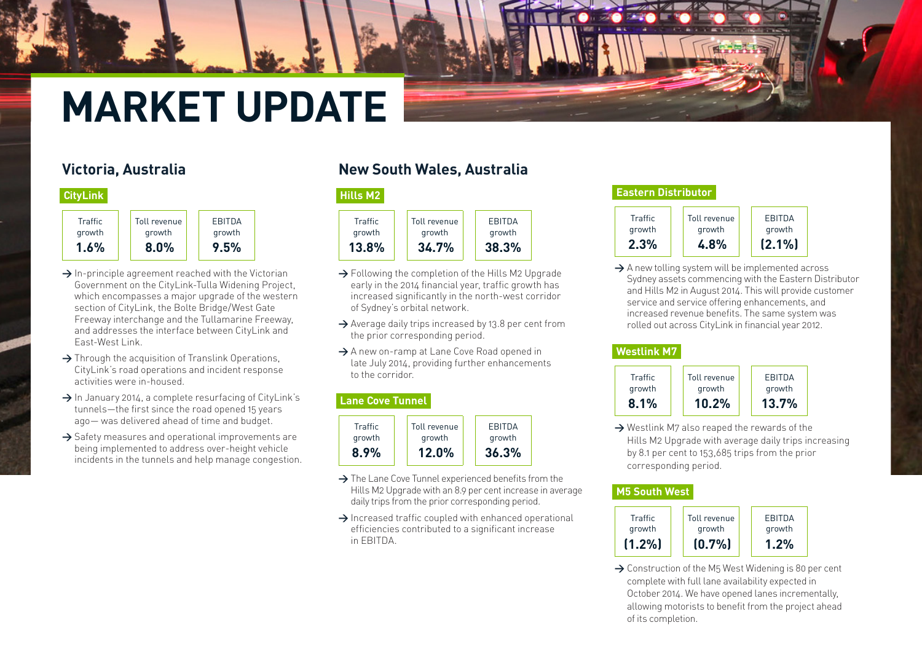# MARKET UPDATE

## Victoria, Australia

### CityLink

| Traffic growth | Toll revenue growth | EBITDA growth |
|---|---|---|
| 1.6% | 8.0% | 9.5% |

- In-principle agreement reached with the Victorian Government on the CityLink-Tulla Widening Project, which encompasses a major upgrade of the western section of CityLink, the Bolte Bridge/West Gate Freeway interchange and the Tullamarine Freeway, and addresses the interface between CityLink and East-West Link.
- Through the acquisition of Translink Operations, CityLink's road operations and incident response activities were in-housed.
- In January 2014, a complete resurfacing of CityLink's tunnels—the first since the road opened 15 years ago— was delivered ahead of time and budget.
- Safety measures and operational improvements are being implemented to address over-height vehicle incidents in the tunnels and help manage congestion.

## New South Wales, Australia

### Hills M2

| Traffic growth | Toll revenue growth | EBITDA growth |
|---|---|---|
| 13.8% | 34.7% | 38.3% |

- Following the completion of the Hills M2 Upgrade early in the 2014 financial year, traffic growth has increased significantly in the north-west corridor of Sydney's orbital network.
- Average daily trips increased by 13.8 per cent from the prior corresponding period.
- A new on-ramp at Lane Cove Road opened in late July 2014, providing further enhancements to the corridor.

### Lane Cove Tunnel

| Traffic growth | Toll revenue growth | EBITDA growth |
|---|---|---|
| 8.9% | 12.0% | 36.3% |

- The Lane Cove Tunnel experienced benefits from the Hills M2 Upgrade with an 8.9 per cent increase in average daily trips from the prior corresponding period.
- Increased traffic coupled with enhanced operational efficiencies contributed to a significant increase in EBITDA.

### Eastern Distributor

| Traffic growth | Toll revenue growth | EBITDA growth |
|---|---|---|
| 2.3% | 4.8% | (2.1%) |

- A new tolling system will be implemented across Sydney assets commencing with the Eastern Distributor and Hills M2 in August 2014. This will provide customer service and service offering enhancements, and increased revenue benefits. The same system was rolled out across CityLink in financial year 2012.

### Westlink M7

| Traffic growth | Toll revenue growth | EBITDA growth |
|---|---|---|
| 8.1% | 10.2% | 13.7% |

- Westlink M7 also reaped the rewards of the Hills M2 Upgrade with average daily trips increasing by 8.1 per cent to 153,685 trips from the prior corresponding period.

### M5 South West

| Traffic growth | Toll revenue growth | EBITDA growth |
|---|---|---|
| (1.2%) | (0.7%) | 1.2% |

- Construction of the M5 West Widening is 80 per cent complete with full lane availability expected in October 2014. We have opened lanes incrementally, allowing motorists to benefit from the project ahead of its completion.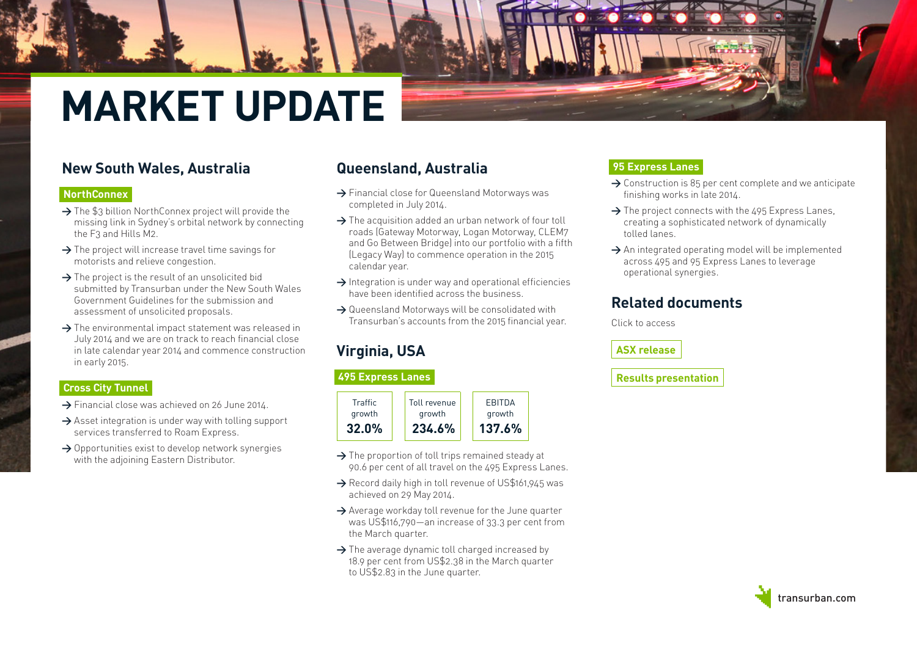# MARKET UPDATE

## New South Wales, Australia

### NorthConnex

- The $3 billion NorthConnex project will provide the missing link in Sydney's orbital network by connecting the F3 and Hills M2.
- The project will increase travel time savings for motorists and relieve congestion.
- The project is the result of an unsolicited bid submitted by Transurban under the New South Wales Government Guidelines for the submission and assessment of unsolicited proposals.
- The environmental impact statement was released in July 2014 and we are on track to reach financial close in late calendar year 2014 and commence construction in early 2015.

### Cross City Tunnel

- Financial close was achieved on 26 June 2014.
- Asset integration is under way with tolling support services transferred to Roam Express.
- Opportunities exist to develop network synergies with the adjoining Eastern Distributor.

## Queensland, Australia

- Financial close for Queensland Motorways was completed in July 2014.
- The acquisition added an urban network of four toll roads (Gateway Motorway, Logan Motorway, CLEM7 and Go Between Bridge) into our portfolio with a fifth (Legacy Way) to commence operation in the 2015 calendar year.
- Integration is under way and operational efficiencies have been identified across the business.
- Queensland Motorways will be consolidated with Transurban's accounts from the 2015 financial year.

## Virginia, USA

### 495 Express Lanes

| Traffic growth | Toll revenue growth | EBITDA growth |
|---|---|---|
| 32.0% | 234.6% | 137.6% |

- The proportion of toll trips remained steady at 90.6 per cent of all travel on the 495 Express Lanes.
- Record daily high in toll revenue of US$161,945 was achieved on 29 May 2014.
- Average workday toll revenue for the June quarter was US$116,790—an increase of 33.3 per cent from the March quarter.
- The average dynamic toll charged increased by 18.9 per cent from US$2.38 in the March quarter to US$2.83 in the June quarter.

### 95 Express Lanes

- Construction is 85 per cent complete and we anticipate finishing works in late 2014.
- The project connects with the 495 Express Lanes, creating a sophisticated network of dynamically tolled lanes.
- An integrated operating model will be implemented across 495 and 95 Express Lanes to leverage operational synergies.

## Related documents

Click to access

**ASX release**

**Results presentation**

transurban.com